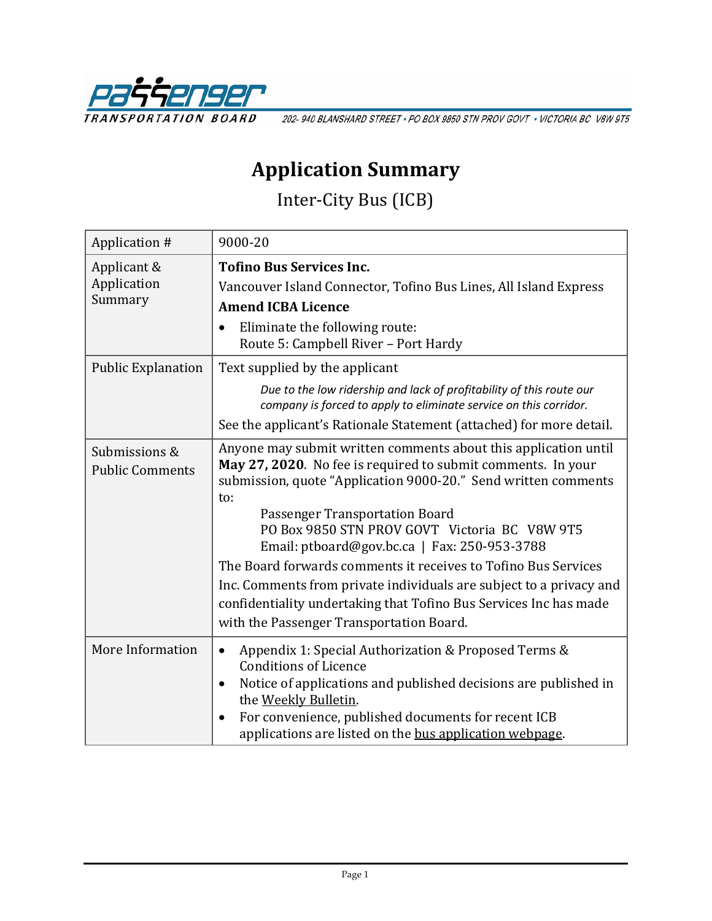Passenger Transportation Board

202- 940 BLANSHARD STREET • PO BOX 9850 STN PROV GOVT • VICTORIA BC V8W 9T5

# Application Summary

## Inter-City Bus (ICB)

| Application # | 9000-20 |
|---|---|
| Applicant & Application Summary | **Tofino Bus Services Inc.**<br>Vancouver Island Connector, Tofino Bus Lines, All Island Express<br>**Amend ICBA Licence**<br>• Eliminate the following route:<br>Route 5: Campbell River – Port Hardy |
| Public Explanation | Text supplied by the applicant<br>*Due to the low ridership and lack of profitability of this route our company is forced to apply to eliminate service on this corridor.*<br>See the applicant's Rationale Statement (attached) for more detail. |
| Submissions & Public Comments | Anyone may submit written comments about this application until **May 27, 2020**. No fee is required to submit comments. In your submission, quote "Application 9000-20." Send written comments to:<br>Passenger Transportation Board<br>PO Box 9850 STN PROV GOVT Victoria BC V8W 9T5<br>Email: ptboard@gov.bc.ca \| Fax: 250-953-3788<br>The Board forwards comments it receives to Tofino Bus Services Inc. Comments from private individuals are subject to a privacy and confidentiality undertaking that Tofino Bus Services Inc has made with the Passenger Transportation Board. |
| More Information | • Appendix 1: Special Authorization & Proposed Terms & Conditions of Licence<br>• Notice of applications and published decisions are published in the Weekly Bulletin.<br>• For convenience, published documents for recent ICB applications are listed on the bus application webpage. |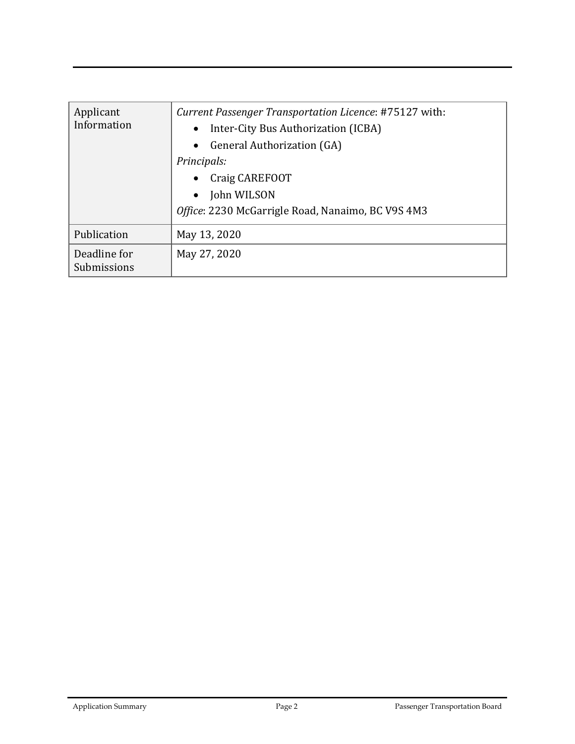| Applicant Information | *Current Passenger Transportation Licence*: #75127 with:<br>• Inter-City Bus Authorization (ICBA)<br>• General Authorization (GA)<br>*Principals:*<br>• Craig CAREFOOT<br>• John WILSON<br>*Office*: 2230 McGarrigle Road, Nanaimo, BC V9S 4M3 |
|---|---|
| Publication | May 13, 2020 |
| Deadline for Submissions | May 27, 2020 |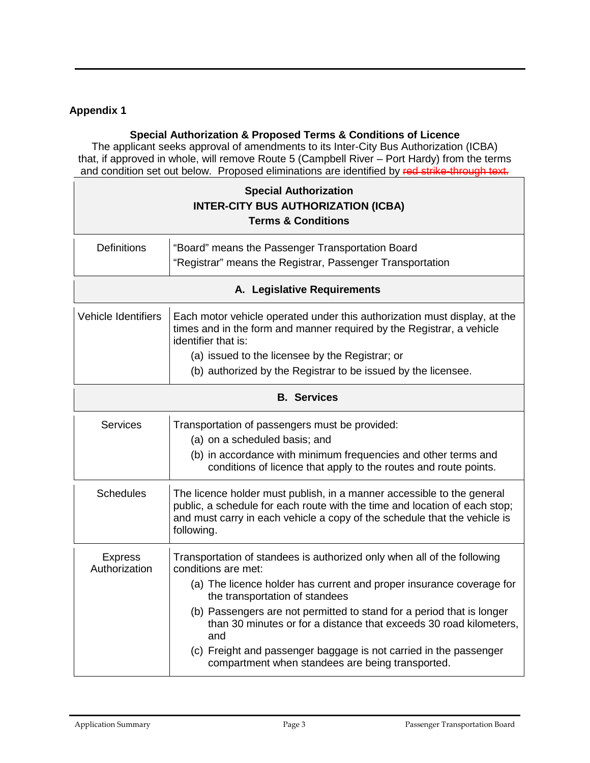## Appendix 1

**Special Authorization & Proposed Terms & Conditions of Licence**

The applicant seeks approval of amendments to its Inter-City Bus Authorization (ICBA) that, if approved in whole, will remove Route 5 (Campbell River – Port Hardy) from the terms and condition set out below. Proposed eliminations are identified by ~~red strike-through text.~~

| **Special Authorization**<br>**INTER-CITY BUS AUTHORIZATION (ICBA)**<br>**Terms & Conditions** | |
|---|---|
| Definitions | "Board" means the Passenger Transportation Board<br>"Registrar" means the Registrar, Passenger Transportation |
| **A. Legislative Requirements** | |
| Vehicle Identifiers | Each motor vehicle operated under this authorization must display, at the times and in the form and manner required by the Registrar, a vehicle identifier that is:<br>(a) issued to the licensee by the Registrar; or<br>(b) authorized by the Registrar to be issued by the licensee. |
| **B. Services** | |
| Services | Transportation of passengers must be provided:<br>(a) on a scheduled basis; and<br>(b) in accordance with minimum frequencies and other terms and conditions of licence that apply to the routes and route points. |
| Schedules | The licence holder must publish, in a manner accessible to the general public, a schedule for each route with the time and location of each stop; and must carry in each vehicle a copy of the schedule that the vehicle is following. |
| Express Authorization | Transportation of standees is authorized only when all of the following conditions are met:<br>(a) The licence holder has current and proper insurance coverage for the transportation of standees<br>(b) Passengers are not permitted to stand for a period that is longer than 30 minutes or for a distance that exceeds 30 road kilometers, and<br>(c) Freight and passenger baggage is not carried in the passenger compartment when standees are being transported. |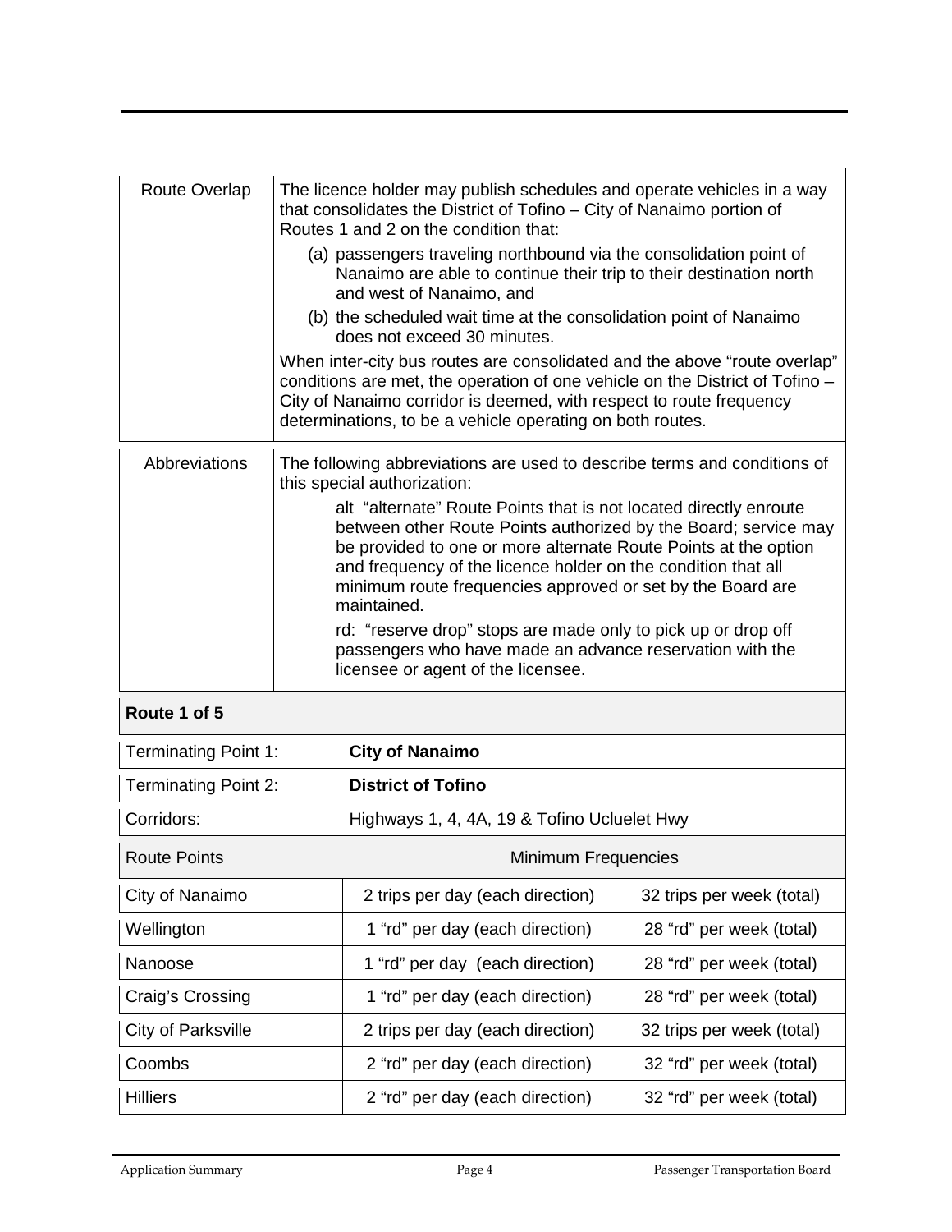| | |
|---|---|
| Route Overlap | The licence holder may publish schedules and operate vehicles in a way that consolidates the District of Tofino – City of Nanaimo portion of Routes 1 and 2 on the condition that:<br>(a) passengers traveling northbound via the consolidation point of Nanaimo are able to continue their trip to their destination north and west of Nanaimo, and<br>(b) the scheduled wait time at the consolidation point of Nanaimo does not exceed 30 minutes.<br>When inter-city bus routes are consolidated and the above "route overlap" conditions are met, the operation of one vehicle on the District of Tofino – City of Nanaimo corridor is deemed, with respect to route frequency determinations, to be a vehicle operating on both routes. |
| Abbreviations | The following abbreviations are used to describe terms and conditions of this special authorization:<br>alt "alternate" Route Points that is not located directly enroute between other Route Points authorized by the Board; service may be provided to one or more alternate Route Points at the option and frequency of the licence holder on the condition that all minimum route frequencies approved or set by the Board are maintained.<br>rd: "reserve drop" stops are made only to pick up or drop off passengers who have made an advance reservation with the licensee or agent of the licensee. |

**Route 1 of 5**

| | | |
|---|---|---|
| Terminating Point 1: | **City of Nanaimo** | |
| Terminating Point 2: | **District of Tofino** | |
| Corridors: | Highways 1, 4, 4A, 19 & Tofino Ucluelet Hwy | |
| Route Points | Minimum Frequencies | |
| City of Nanaimo | 2 trips per day (each direction) | 32 trips per week (total) |
| Wellington | 1 "rd" per day (each direction) | 28 "rd" per week (total) |
| Nanoose | 1 "rd" per day (each direction) | 28 "rd" per week (total) |
| Craig's Crossing | 1 "rd" per day (each direction) | 28 "rd" per week (total) |
| City of Parksville | 2 trips per day (each direction) | 32 trips per week (total) |
| Coombs | 2 "rd" per day (each direction) | 32 "rd" per week (total) |
| Hilliers | 2 "rd" per day (each direction) | 32 "rd" per week (total) |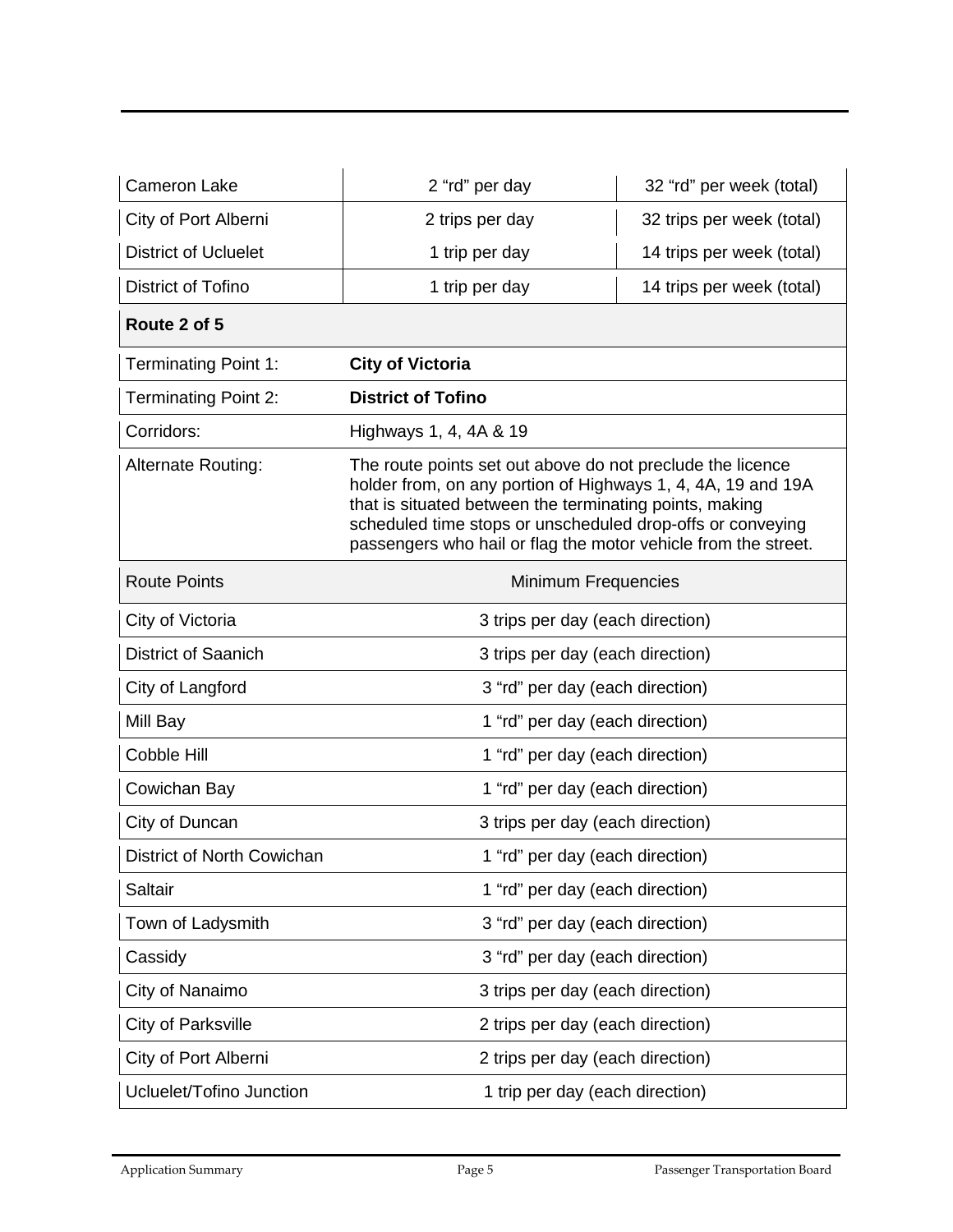| | | |
|---|---|---|
| Cameron Lake | 2 "rd" per day | 32 "rd" per week (total) |
| City of Port Alberni | 2 trips per day | 32 trips per week (total) |
| District of Ucluelet | 1 trip per day | 14 trips per week (total) |
| District of Tofino | 1 trip per day | 14 trips per week (total) |

| **Route 2 of 5** | |
|---|---|
| Terminating Point 1: | **City of Victoria** |
| Terminating Point 2: | **District of Tofino** |
| Corridors: | Highways 1, 4, 4A & 19 |
| Alternate Routing: | The route points set out above do not preclude the licence holder from, on any portion of Highways 1, 4, 4A, 19 and 19A that is situated between the terminating points, making scheduled time stops or unscheduled drop-offs or conveying passengers who hail or flag the motor vehicle from the street. |

| Route Points | Minimum Frequencies |
|---|---|
| City of Victoria | 3 trips per day (each direction) |
| District of Saanich | 3 trips per day (each direction) |
| City of Langford | 3 "rd" per day (each direction) |
| Mill Bay | 1 "rd" per day (each direction) |
| Cobble Hill | 1 "rd" per day (each direction) |
| Cowichan Bay | 1 "rd" per day (each direction) |
| City of Duncan | 3 trips per day (each direction) |
| District of North Cowichan | 1 "rd" per day (each direction) |
| Saltair | 1 "rd" per day (each direction) |
| Town of Ladysmith | 3 "rd" per day (each direction) |
| Cassidy | 3 "rd" per day (each direction) |
| City of Nanaimo | 3 trips per day (each direction) |
| City of Parksville | 2 trips per day (each direction) |
| City of Port Alberni | 2 trips per day (each direction) |
| Ucluelet/Tofino Junction | 1 trip per day (each direction) |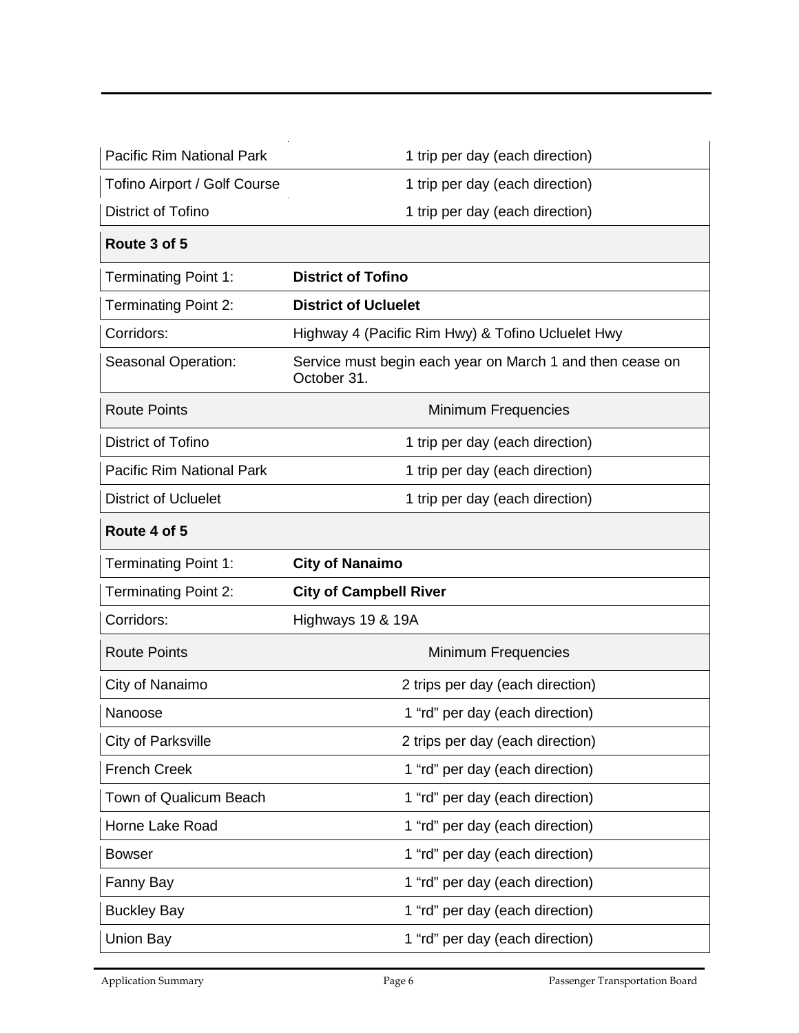| | |
|---|---|
| Pacific Rim National Park | 1 trip per day (each direction) |
| Tofino Airport / Golf Course | 1 trip per day (each direction) |
| District of Tofino | 1 trip per day (each direction) |

| **Route 3 of 5** | |
|---|---|
| Terminating Point 1: | **District of Tofino** |
| Terminating Point 2: | **District of Ucluelet** |
| Corridors: | Highway 4 (Pacific Rim Hwy) & Tofino Ucluelet Hwy |
| Seasonal Operation: | Service must begin each year on March 1 and then cease on October 31. |
| Route Points | Minimum Frequencies |
| District of Tofino | 1 trip per day (each direction) |
| Pacific Rim National Park | 1 trip per day (each direction) |
| District of Ucluelet | 1 trip per day (each direction) |

| **Route 4 of 5** | |
|---|---|
| Terminating Point 1: | **City of Nanaimo** |
| Terminating Point 2: | **City of Campbell River** |
| Corridors: | Highways 19 & 19A |
| Route Points | Minimum Frequencies |
| City of Nanaimo | 2 trips per day (each direction) |
| Nanoose | 1 "rd" per day (each direction) |
| City of Parksville | 2 trips per day (each direction) |
| French Creek | 1 "rd" per day (each direction) |
| Town of Qualicum Beach | 1 "rd" per day (each direction) |
| Horne Lake Road | 1 "rd" per day (each direction) |
| Bowser | 1 "rd" per day (each direction) |
| Fanny Bay | 1 "rd" per day (each direction) |
| Buckley Bay | 1 "rd" per day (each direction) |
| Union Bay | 1 "rd" per day (each direction) |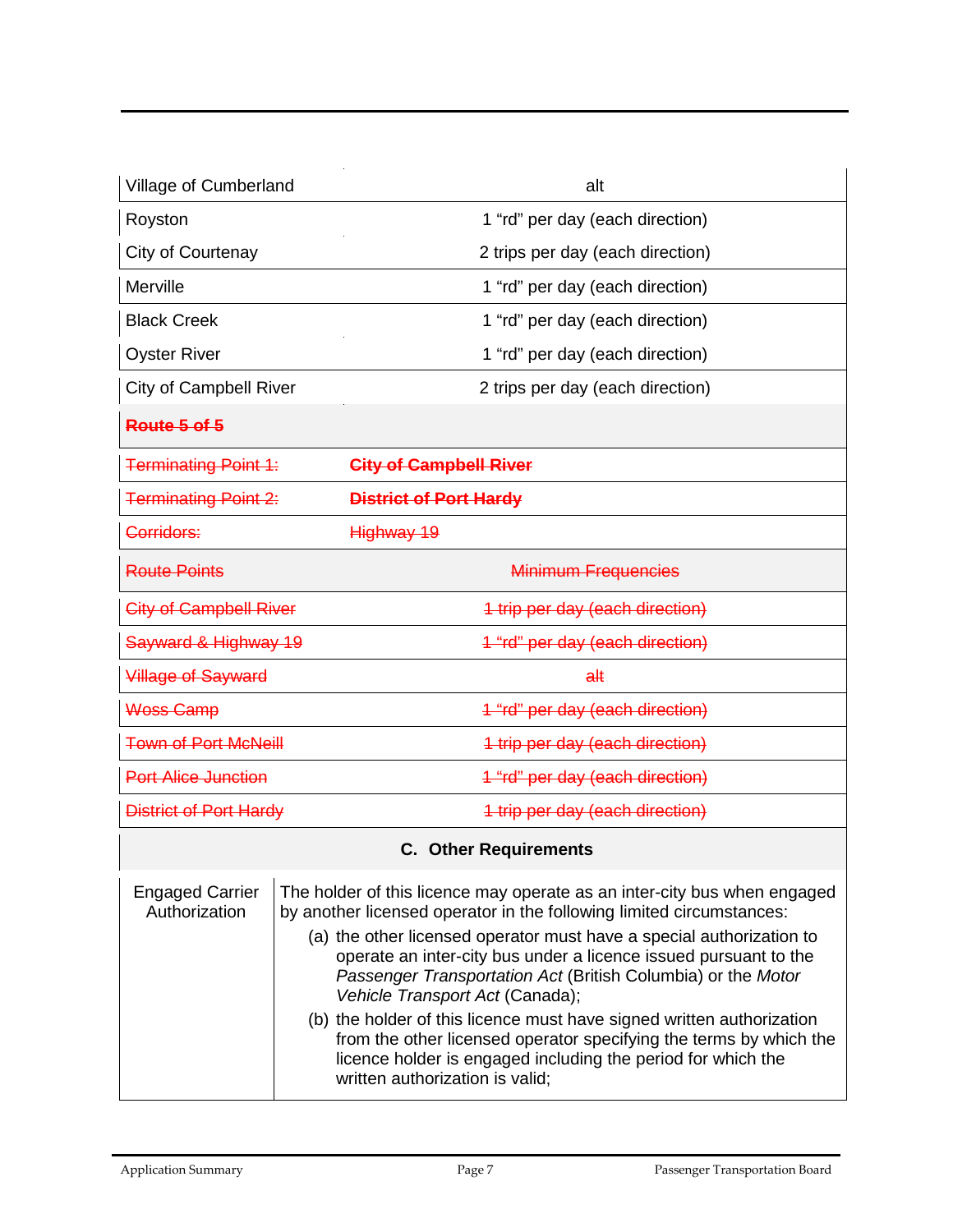| Route Points | Minimum Frequencies |
|---|---|
| Village of Cumberland | alt |
| Royston | 1 “rd” per day (each direction) |
| City of Courtenay | 2 trips per day (each direction) |
| Merville | 1 “rd” per day (each direction) |
| Black Creek | 1 “rd” per day (each direction) |
| Oyster River | 1 “rd” per day (each direction) |
| City of Campbell River | 2 trips per day (each direction) |

| ~~**Route 5 of 5**~~ | |
|---|---|
| ~~Terminating Point 1:~~ | ~~**City of Campbell River**~~ |
| ~~Terminating Point 2:~~ | ~~**District of Port Hardy**~~ |
| ~~Corridors:~~ | ~~Highway 19~~ |
| ~~Route Points~~ | ~~Minimum Frequencies~~ |
| ~~City of Campbell River~~ | ~~1 trip per day (each direction)~~ |
| ~~Sayward & Highway 19~~ | ~~1 “rd” per day (each direction)~~ |
| ~~Village of Sayward~~ | ~~alt~~ |
| ~~Woss Camp~~ | ~~1 “rd” per day (each direction)~~ |
| ~~Town of Port McNeill~~ | ~~1 trip per day (each direction)~~ |
| ~~Port Alice Junction~~ | ~~1 “rd” per day (each direction)~~ |
| ~~District of Port Hardy~~ | ~~1 trip per day (each direction)~~ |

### C. Other Requirements

| | |
|---|---|
| Engaged Carrier Authorization | The holder of this licence may operate as an inter-city bus when engaged by another licensed operator in the following limited circumstances:<br>(a) the other licensed operator must have a special authorization to operate an inter-city bus under a licence issued pursuant to the *Passenger Transportation Act* (British Columbia) or the *Motor Vehicle Transport Act* (Canada);<br>(b) the holder of this licence must have signed written authorization from the other licensed operator specifying the terms by which the licence holder is engaged including the period for which the written authorization is valid; |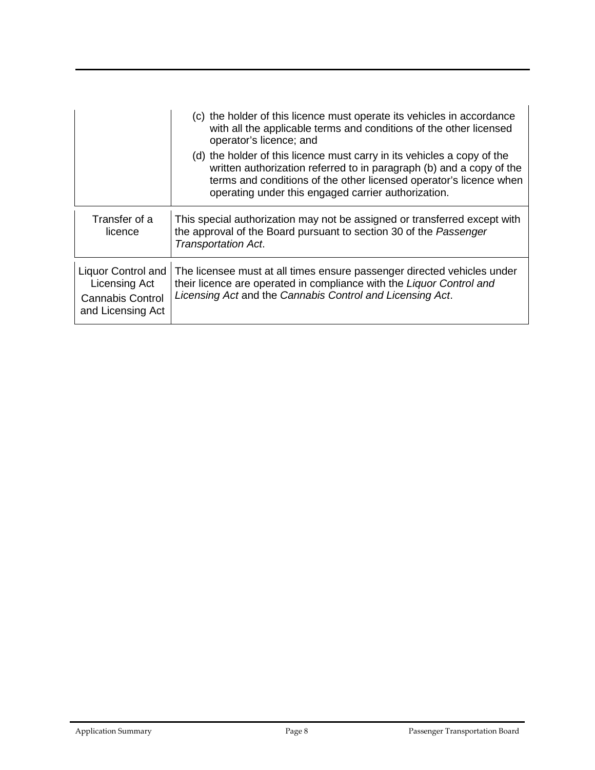| | |
|---|---|
| | (c) the holder of this licence must operate its vehicles in accordance with all the applicable terms and conditions of the other licensed operator's licence; and<br>(d) the holder of this licence must carry in its vehicles a copy of the written authorization referred to in paragraph (b) and a copy of the terms and conditions of the other licensed operator's licence when operating under this engaged carrier authorization. |
| Transfer of a licence | This special authorization may not be assigned or transferred except with the approval of the Board pursuant to section 30 of the *Passenger Transportation Act*. |
| Liquor Control and Licensing Act<br>Cannabis Control and Licensing Act | The licensee must at all times ensure passenger directed vehicles under their licence are operated in compliance with the *Liquor Control and Licensing Act* and the *Cannabis Control and Licensing Act*. |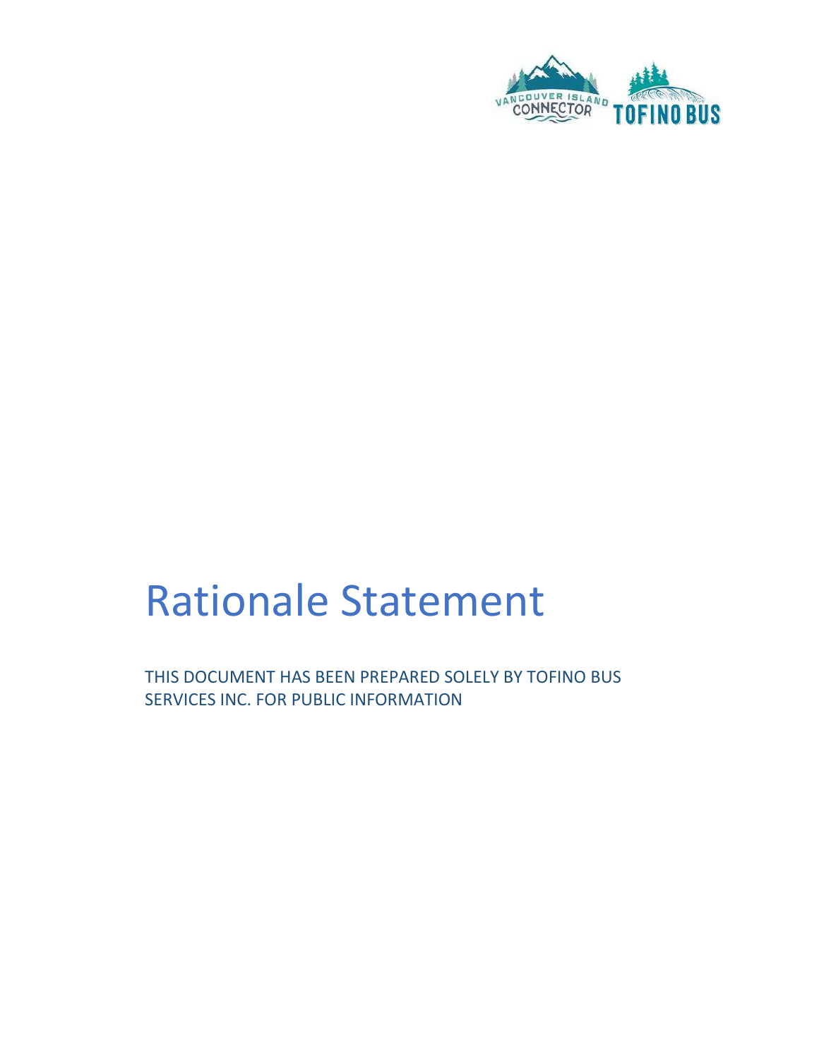# Rationale Statement

THIS DOCUMENT HAS BEEN PREPARED SOLELY BY TOFINO BUS SERVICES INC. FOR PUBLIC INFORMATION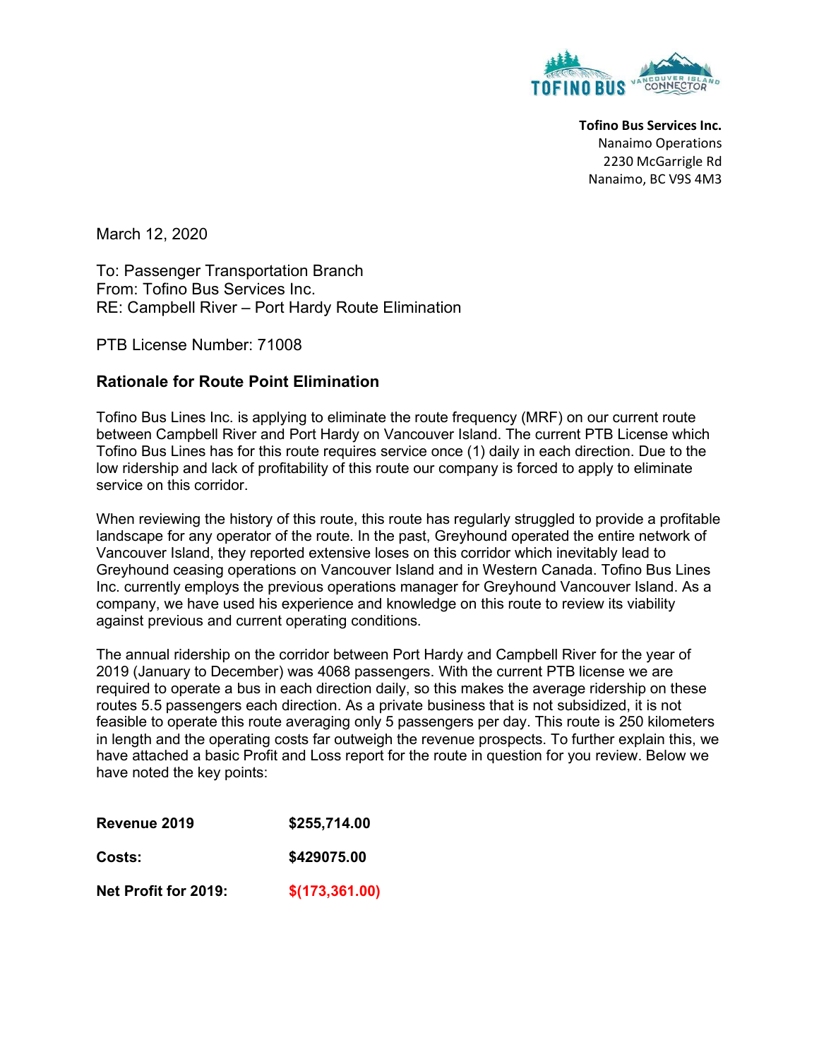**Tofino Bus Services Inc.**
Nanaimo Operations
2230 McGarrigle Rd
Nanaimo, BC V9S 4M3

March 12, 2020

To: Passenger Transportation Branch
From: Tofino Bus Services Inc.
RE: Campbell River – Port Hardy Route Elimination

PTB License Number: 71008

### Rationale for Route Point Elimination

Tofino Bus Lines Inc. is applying to eliminate the route frequency (MRF) on our current route between Campbell River and Port Hardy on Vancouver Island. The current PTB License which Tofino Bus Lines has for this route requires service once (1) daily in each direction. Due to the low ridership and lack of profitability of this route our company is forced to apply to eliminate service on this corridor.

When reviewing the history of this route, this route has regularly struggled to provide a profitable landscape for any operator of the route. In the past, Greyhound operated the entire network of Vancouver Island, they reported extensive loses on this corridor which inevitably lead to Greyhound ceasing operations on Vancouver Island and in Western Canada. Tofino Bus Lines Inc. currently employs the previous operations manager for Greyhound Vancouver Island. As a company, we have used his experience and knowledge on this route to review its viability against previous and current operating conditions.

The annual ridership on the corridor between Port Hardy and Campbell River for the year of 2019 (January to December) was 4068 passengers. With the current PTB license we are required to operate a bus in each direction daily, so this makes the average ridership on these routes 5.5 passengers each direction. As a private business that is not subsidized, it is not feasible to operate this route averaging only 5 passengers per day. This route is 250 kilometers in length and the operating costs far outweigh the revenue prospects. To further explain this, we have attached a basic Profit and Loss report for the route in question for you review. Below we have noted the key points:

| | |
|---|---|
| **Revenue 2019** | **$255,714.00** |
| **Costs:** | **$429075.00** |
| **Net Profit for 2019:** | **$(173,361.00)** |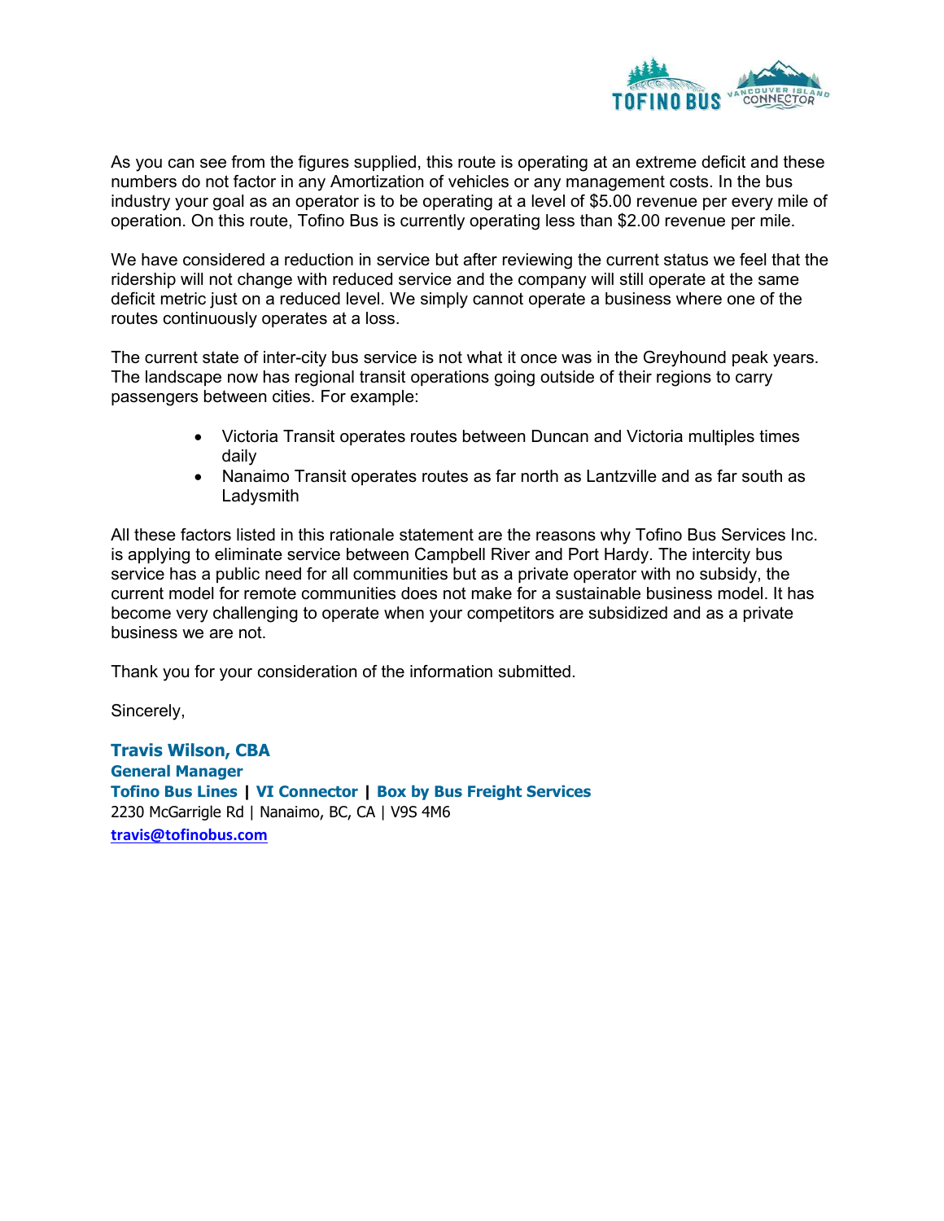As you can see from the figures supplied, this route is operating at an extreme deficit and these numbers do not factor in any Amortization of vehicles or any management costs. In the bus industry your goal as an operator is to be operating at a level of $5.00 revenue per every mile of operation. On this route, Tofino Bus is currently operating less than $2.00 revenue per mile.

We have considered a reduction in service but after reviewing the current status we feel that the ridership will not change with reduced service and the company will still operate at the same deficit metric just on a reduced level. We simply cannot operate a business where one of the routes continuously operates at a loss.

The current state of inter-city bus service is not what it once was in the Greyhound peak years. The landscape now has regional transit operations going outside of their regions to carry passengers between cities. For example:

- Victoria Transit operates routes between Duncan and Victoria multiples times daily
- Nanaimo Transit operates routes as far north as Lantzville and as far south as Ladysmith

All these factors listed in this rationale statement are the reasons why Tofino Bus Services Inc. is applying to eliminate service between Campbell River and Port Hardy. The intercity bus service has a public need for all communities but as a private operator with no subsidy, the current model for remote communities does not make for a sustainable business model. It has become very challenging to operate when your competitors are subsidized and as a private business we are not.

Thank you for your consideration of the information submitted.

Sincerely,

**Travis Wilson, CBA**
**General Manager**
**Tofino Bus Lines | VI Connector | Box by Bus Freight Services**
2230 McGarrigle Rd | Nanaimo, BC, CA | V9S 4M6
travis@tofinobus.com